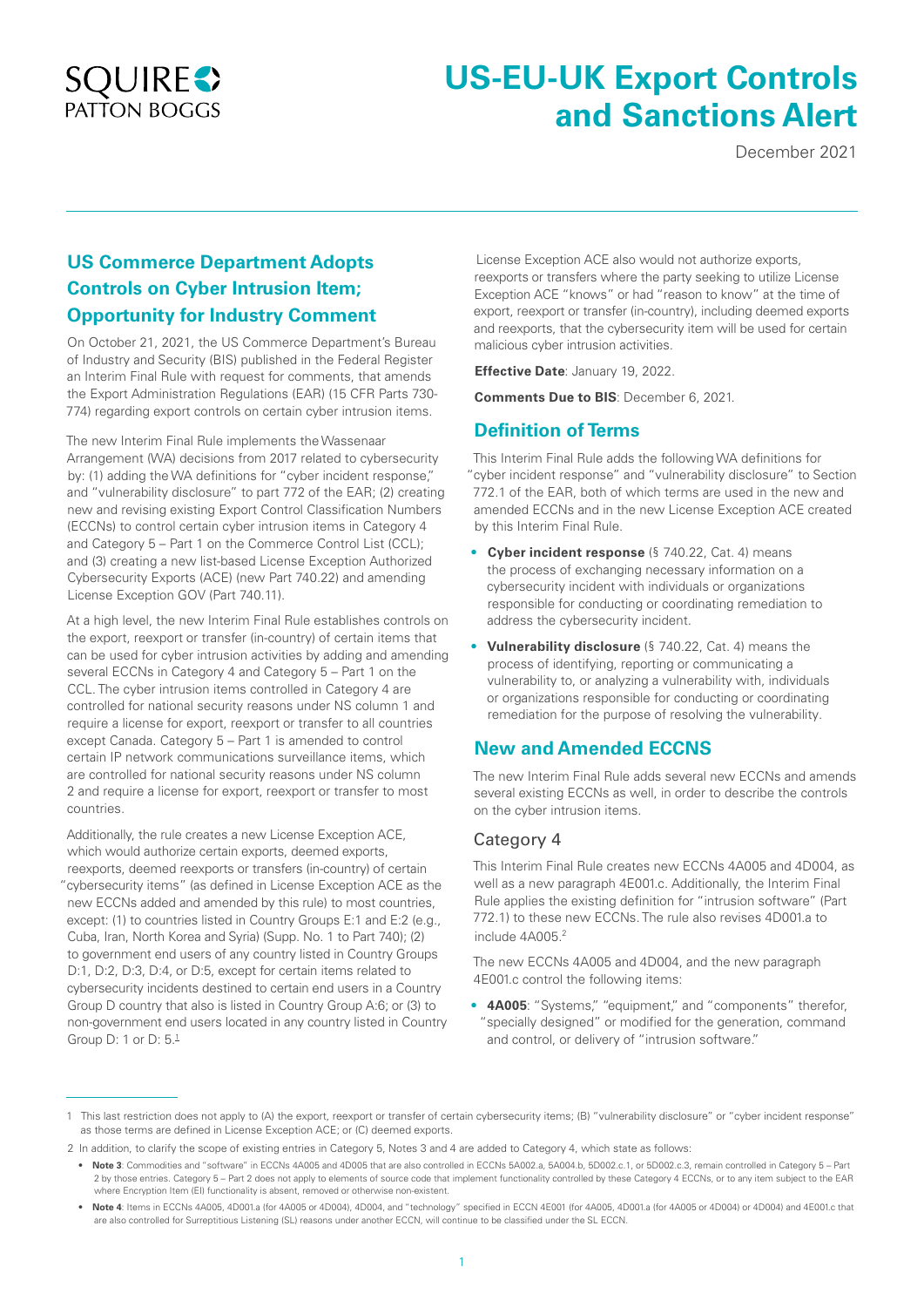# US-EU-UK Export Controls and Sanctions Alert

December 2021

## US Commerce Department Adopts Controls on Cyber Intrusion Item; Opportunity for Industry Comment

On October 21, 2021, the US Commerce Department's Bureau of Industry and Security (BIS) published in the Federal Register an Interim Final Rule with request for comments, that amends the Export Administration Regulations (EAR) (15 CFR Parts 730-774) regarding export controls on certain cyber intrusion items.

The new Interim Final Rule implements the Wassenaar Arrangement (WA) decisions from 2017 related to cybersecurity by: (1) adding the WA definitions for "cyber incident response," and "vulnerability disclosure" to part 772 of the EAR; (2) creating new and revising existing Export Control Classification Numbers (ECCNs) to control certain cyber intrusion items in Category 4 and Category 5 – Part 1 on the Commerce Control List (CCL); and (3) creating a new list-based License Exception Authorized Cybersecurity Exports (ACE) (new Part 740.22) and amending License Exception GOV (Part 740.11).

At a high level, the new Interim Final Rule establishes controls on the export, reexport or transfer (in-country) of certain items that can be used for cyber intrusion activities by adding and amending several ECCNs in Category 4 and Category 5 – Part 1 on the CCL. The cyber intrusion items controlled in Category 4 are controlled for national security reasons under NS column 1 and require a license for export, reexport or transfer to all countries except Canada. Category 5 – Part 1 is amended to control certain IP network communications surveillance items, which are controlled for national security reasons under NS column 2 and require a license for export, reexport or transfer to most countries.

Additionally, the rule creates a new License Exception ACE, which would authorize certain exports, deemed exports, reexports, deemed reexports or transfers (in-country) of certain "cybersecurity items" (as defined in License Exception ACE as the new ECCNs added and amended by this rule) to most countries, except: (1) to countries listed in Country Groups E:1 and E:2 (e.g., Cuba, Iran, North Korea and Syria) (Supp. No. 1 to Part 740); (2) to government end users of any country listed in Country Groups D:1, D:2, D:3, D:4, or D:5, except for certain items related to cybersecurity incidents destined to certain end users in a Country Group D country that also is listed in Country Group A:6; or (3) to non-government end users located in any country listed in Country Group D: 1 or D: 5.[1]

License Exception ACE also would not authorize exports, reexports or transfers where the party seeking to utilize License Exception ACE "knows" or had "reason to know" at the time of export, reexport or transfer (in-country), including deemed exports and reexports, that the cybersecurity item will be used for certain malicious cyber intrusion activities.

**Effective Date**: January 19, 2022.

**Comments Due to BIS**: December 6, 2021.

## Definition of Terms

This Interim Final Rule adds the following WA definitions for "cyber incident response" and "vulnerability disclosure" to Section 772.1 of the EAR, both of which terms are used in the new and amended ECCNs and in the new License Exception ACE created by this Interim Final Rule.

- **Cyber incident response** (§ 740.22, Cat. 4) means the process of exchanging necessary information on a cybersecurity incident with individuals or organizations responsible for conducting or coordinating remediation to address the cybersecurity incident.
- **Vulnerability disclosure** (§ 740.22, Cat. 4) means the process of identifying, reporting or communicating a vulnerability to, or analyzing a vulnerability with, individuals or organizations responsible for conducting or coordinating remediation for the purpose of resolving the vulnerability.

## New and Amended ECCNS

The new Interim Final Rule adds several new ECCNs and amends several existing ECCNs as well, in order to describe the controls on the cyber intrusion items.

### Category 4

This Interim Final Rule creates new ECCNs 4A005 and 4D004, as well as a new paragraph 4E001.c. Additionally, the Interim Final Rule applies the existing definition for "intrusion software" (Part 772.1) to these new ECCNs. The rule also revises 4D001.a to include 4A005.[2]

The new ECCNs 4A005 and 4D004, and the new paragraph 4E001.c control the following items:

- **4A005**: "Systems," "equipment," and "components" therefor, "specially designed" or modified for the generation, command and control, or delivery of "intrusion software."

---

1 This last restriction does not apply to (A) the export, reexport or transfer of certain cybersecurity items; (B) "vulnerability disclosure" or "cyber incident response" as those terms are defined in License Exception ACE; or (C) deemed exports.

2 In addition, to clarify the scope of existing entries in Category 5, Notes 3 and 4 are added to Category 4, which state as follows:

- **Note 3**: Commodities and "software" in ECCNs 4A005 and 4D005 that are also controlled in ECCNs 5A002.a, 5A004.b, 5D002.c.1, or 5D002.c.3, remain controlled in Category 5 – Part 2 by those entries. Category 5 – Part 2 does not apply to elements of source code that implement functionality controlled by these Category 4 ECCNs, or to any item subject to the EAR where Encryption Item (EI) functionality is absent, removed or otherwise non-existent.
- **Note 4**: Items in ECCNs 4A005, 4D001.a (for 4A005 or 4D004), 4D004, and "technology" specified in ECCN 4E001 (for 4A005, 4D001.a (for 4A005 or 4D004) or 4D004) and 4E001.c that are also controlled for Surreptitious Listening (SL) reasons under another ECCN, will continue to be classified under the SL ECCN.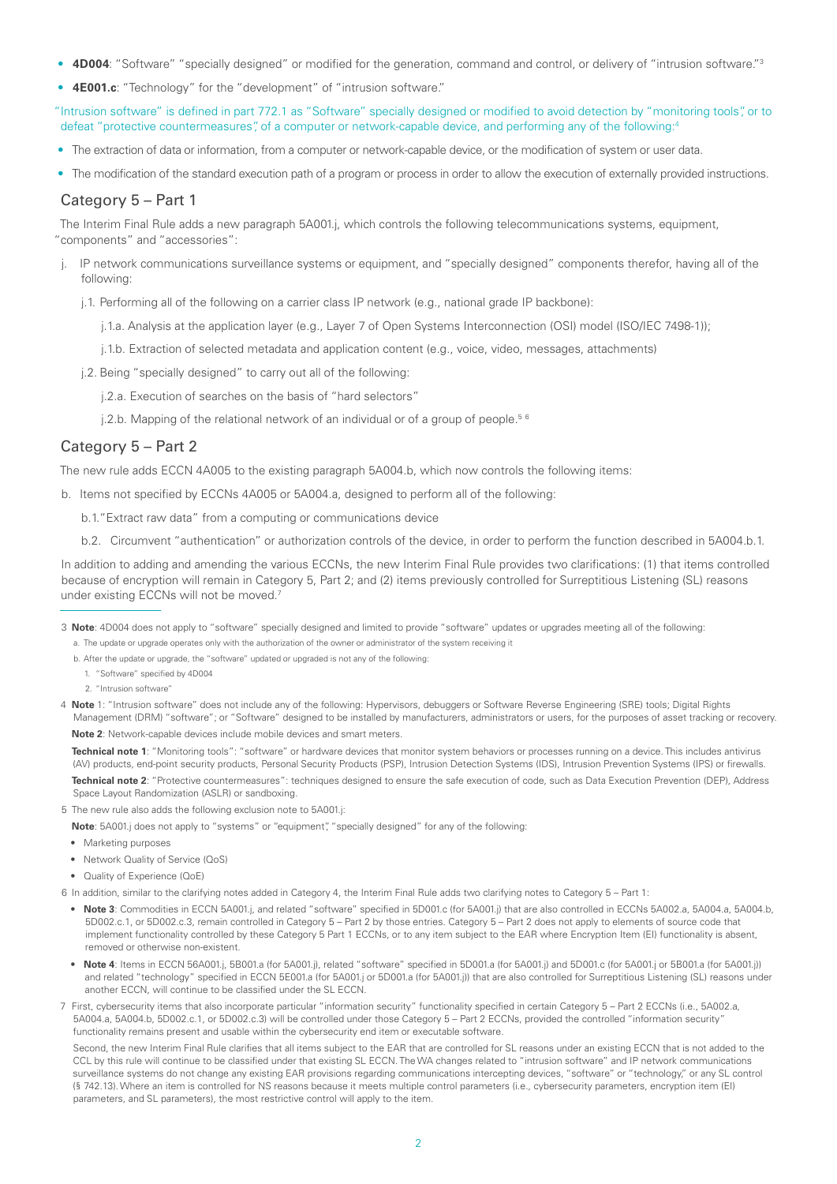- **4D004**: "Software" "specially designed" or modified for the generation, command and control, or delivery of "intrusion software."[3]
- **4E001.c**: "Technology" for the "development" of "intrusion software."

"Intrusion software" is defined in part 772.1 as "Software" specially designed or modified to avoid detection by "monitoring tools", or to defeat "protective countermeasures", of a computer or network-capable device, and performing any of the following:[4]

- The extraction of data or information, from a computer or network-capable device, or the modification of system or user data.
- The modification of the standard execution path of a program or process in order to allow the execution of externally provided instructions.

## Category 5 – Part 1

The Interim Final Rule adds a new paragraph 5A001.j, which controls the following telecommunications systems, equipment, "components" and "accessories":

j. IP network communications surveillance systems or equipment, and "specially designed" components therefor, having all of the following:

  j.1. Performing all of the following on a carrier class IP network (e.g., national grade IP backbone):

    j.1.a. Analysis at the application layer (e.g., Layer 7 of Open Systems Interconnection (OSI) model (ISO/IEC 7498-1));

    j.1.b. Extraction of selected metadata and application content (e.g., voice, video, messages, attachments)

  j.2. Being "specially designed" to carry out all of the following:

    j.2.a. Execution of searches on the basis of "hard selectors"

    j.2.b. Mapping of the relational network of an individual or of a group of people.[5] [6]

## Category 5 – Part 2

The new rule adds ECCN 4A005 to the existing paragraph 5A004.b, which now controls the following items:

b. Items not specified by ECCNs 4A005 or 5A004.a, designed to perform all of the following:

  b.1."Extract raw data" from a computing or communications device

  b.2. Circumvent "authentication" or authorization controls of the device, in order to perform the function described in 5A004.b.1.

In addition to adding and amending the various ECCNs, the new Interim Final Rule provides two clarifications: (1) that items controlled because of encryption will remain in Category 5, Part 2; and (2) items previously controlled for Surreptitious Listening (SL) reasons under existing ECCNs will not be moved.[7]

---

3 **Note**: 4D004 does not apply to "software" specially designed and limited to provide "software" updates or upgrades meeting all of the following:

a. The update or upgrade operates only with the authorization of the owner or administrator of the system receiving it

b. After the update or upgrade, the "software" updated or upgraded is not any of the following:

1. "Software" specified by 4D004
2. "Intrusion software"

4 **Note** 1: "Intrusion software" does not include any of the following: Hypervisors, debuggers or Software Reverse Engineering (SRE) tools; Digital Rights Management (DRM) "software"; or "Software" designed to be installed by manufacturers, administrators or users, for the purposes of asset tracking or recovery.

**Note 2**: Network-capable devices include mobile devices and smart meters.

**Technical note 1**: "Monitoring tools": "software" or hardware devices that monitor system behaviors or processes running on a device. This includes antivirus (AV) products, end-point security products, Personal Security Products (PSP), Intrusion Detection Systems (IDS), Intrusion Prevention Systems (IPS) or firewalls.

**Technical note 2**: "Protective countermeasures": techniques designed to ensure the safe execution of code, such as Data Execution Prevention (DEP), Address Space Layout Randomization (ASLR) or sandboxing.

5 The new rule also adds the following exclusion note to 5A001.j:

**Note**: 5A001.j does not apply to "systems" or "equipment", "specially designed" for any of the following:

- Marketing purposes
- Network Quality of Service (QoS)
- Quality of Experience (QoE)

6 In addition, similar to the clarifying notes added in Category 4, the Interim Final Rule adds two clarifying notes to Category 5 – Part 1:

- **Note 3**: Commodities in ECCN 5A001.j, and related "software" specified in 5D001.c (for 5A001.j) that are also controlled in ECCNs 5A002.a, 5A004.a, 5A004.b, 5D002.c.1, or 5D002.c.3, remain controlled in Category 5 – Part 2 by those entries. Category 5 – Part 2 does not apply to elements of source code that implement functionality controlled by these Category 5 Part 1 ECCNs, or to any item subject to the EAR where Encryption Item (EI) functionality is absent, removed or otherwise non-existent.
- **Note 4**: Items in ECCN 56A001.j, 5B001.a (for 5A001.j), related "software" specified in 5D001.a (for 5A001.j) and 5D001.c (for 5A001.j or 5B001.a (for 5A001.j)) and related "technology" specified in ECCN 5E001.a (for 5A001.j or 5D001.a (for 5A001.j)) that are also controlled for Surreptitious Listening (SL) reasons under another ECCN, will continue to be classified under the SL ECCN.

7 First, cybersecurity items that also incorporate particular "information security" functionality specified in certain Category 5 – Part 2 ECCNs (i.e., 5A002.a, 5A004.a, 5A004.b, 5D002.c.1, or 5D002.c.3) will be controlled under those Category 5 – Part 2 ECCNs, provided the controlled "information security" functionality remains present and usable within the cybersecurity end item or executable software.

Second, the new Interim Final Rule clarifies that all items subject to the EAR that are controlled for SL reasons under an existing ECCN that is not added to the CCL by this rule will continue to be classified under that existing SL ECCN. The WA changes related to "intrusion software" and IP network communications surveillance systems do not change any existing EAR provisions regarding communications intercepting devices, "software" or "technology," or any SL control (§ 742.13). Where an item is controlled for NS reasons because it meets multiple control parameters (i.e., cybersecurity parameters, encryption item (EI) parameters, and SL parameters), the most restrictive control will apply to the item.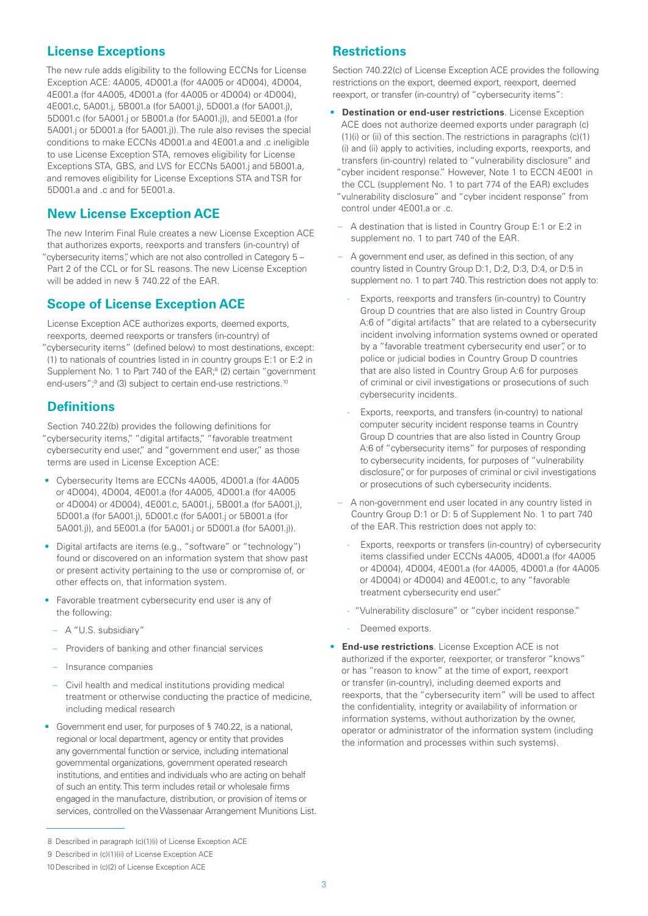## License Exceptions

The new rule adds eligibility to the following ECCNs for License Exception ACE: 4A005, 4D001.a (for 4A005 or 4D004), 4D004, 4E001.a (for 4A005, 4D001.a (for 4A005 or 4D004) or 4D004), 4E001.c, 5A001.j, 5B001.a (for 5A001.j), 5D001.a (for 5A001.j), 5D001.c (for 5A001.j or 5B001.a (for 5A001.j)), and 5E001.a (for 5A001.j or 5D001.a (for 5A001.j)). The rule also revises the special conditions to make ECCNs 4D001.a and 4E001.a and .c ineligible to use License Exception STA, removes eligibility for License Exceptions STA, GBS, and LVS for ECCNs 5A001.j and 5B001.a, and removes eligibility for License Exceptions STA and TSR for 5D001.a and .c and for 5E001.a.

## New License Exception ACE

The new Interim Final Rule creates a new License Exception ACE that authorizes exports, reexports and transfers (in-country) of "cybersecurity items", which are not also controlled in Category 5 – Part 2 of the CCL or for SL reasons. The new License Exception will be added in new § 740.22 of the EAR.

## Scope of License Exception ACE

License Exception ACE authorizes exports, deemed exports, reexports, deemed reexports or transfers (in-country) of "cybersecurity items" (defined below) to most destinations, except: (1) to nationals of countries listed in in country groups E:1 or E:2 in Supplement No. 1 to Part 740 of the EAR;[8] (2) certain "government end-users";[9] and (3) subject to certain end-use restrictions.[10]

## Definitions

Section 740.22(b) provides the following definitions for "cybersecurity items," "digital artifacts," "favorable treatment cybersecurity end user," and "government end user," as those terms are used in License Exception ACE:

- Cybersecurity Items are ECCNs 4A005, 4D001.a (for 4A005 or 4D004), 4D004, 4E001.a (for 4A005, 4D001.a (for 4A005 or 4D004) or 4D004), 4E001.c, 5A001.j, 5B001.a (for 5A001.j), 5D001.a (for 5A001.j), 5D001.c (for 5A001.j or 5B001.a (for 5A001.j)), and 5E001.a (for 5A001.j or 5D001.a (for 5A001.j)).
- Digital artifacts are items (e.g., "software" or "technology") found or discovered on an information system that show past or present activity pertaining to the use or compromise of, or other effects on, that information system.
- Favorable treatment cybersecurity end user is any of the following:
  - A "U.S. subsidiary"
  - Providers of banking and other financial services
  - Insurance companies
  - Civil health and medical institutions providing medical treatment or otherwise conducting the practice of medicine, including medical research
- Government end user, for purposes of § 740.22, is a national, regional or local department, agency or entity that provides any governmental function or service, including international governmental organizations, government operated research institutions, and entities and individuals who are acting on behalf of such an entity. This term includes retail or wholesale firms engaged in the manufacture, distribution, or provision of items or services, controlled on the Wassenaar Arrangement Munitions List.

## Restrictions

Section 740.22(c) of License Exception ACE provides the following restrictions on the export, deemed export, reexport, deemed reexport, or transfer (in-country) of "cybersecurity items":

- **Destination or end-user restrictions**. License Exception ACE does not authorize deemed exports under paragraph (c)(1)(i) or (ii) of this section. The restrictions in paragraphs (c)(1)(i) and (ii) apply to activities, including exports, reexports, and transfers (in-country) related to "vulnerability disclosure" and "cyber incident response." However, Note 1 to ECCN 4E001 in the CCL (supplement No. 1 to part 774 of the EAR) excludes "vulnerability disclosure" and "cyber incident response" from control under 4E001.a or .c.
  - A destination that is listed in Country Group E:1 or E:2 in supplement no. 1 to part 740 of the EAR.
  - A government end user, as defined in this section, of any country listed in Country Group D:1, D:2, D:3, D:4, or D:5 in supplement no. 1 to part 740. This restriction does not apply to:
    - Exports, reexports and transfers (in-country) to Country Group D countries that are also listed in Country Group A:6 of "digital artifacts" that are related to a cybersecurity incident involving information systems owned or operated by a "favorable treatment cybersecurity end user", or to police or judicial bodies in Country Group D countries that are also listed in Country Group A:6 for purposes of criminal or civil investigations or prosecutions of such cybersecurity incidents.
    - Exports, reexports, and transfers (in-country) to national computer security incident response teams in Country Group D countries that are also listed in Country Group A:6 of "cybersecurity items" for purposes of responding to cybersecurity incidents, for purposes of "vulnerability disclosure", or for purposes of criminal or civil investigations or prosecutions of such cybersecurity incidents.
  - A non-government end user located in any country listed in Country Group D:1 or D: 5 of Supplement No. 1 to part 740 of the EAR. This restriction does not apply to:
    - Exports, reexports or transfers (in-country) of cybersecurity items classified under ECCNs 4A005, 4D001.a (for 4A005 or 4D004), 4D004, 4E001.a (for 4A005, 4D001.a (for 4A005 or 4D004) or 4D004) and 4E001.c, to any "favorable treatment cybersecurity end user."
    - "Vulnerability disclosure" or "cyber incident response."
    - Deemed exports.
- **End-use restrictions**. License Exception ACE is not authorized if the exporter, reexporter, or transferor "knows" or has "reason to know" at the time of export, reexport or transfer (in-country), including deemed exports and reexports, that the "cybersecurity item" will be used to affect the confidentiality, integrity or availability of information or information systems, without authorization by the owner, operator or administrator of the information system (including the information and processes within such systems).

---

8 Described in paragraph (c)(1)(i) of License Exception ACE

9 Described in (c)(1)(ii) of License Exception ACE

10 Described in (c)(2) of License Exception ACE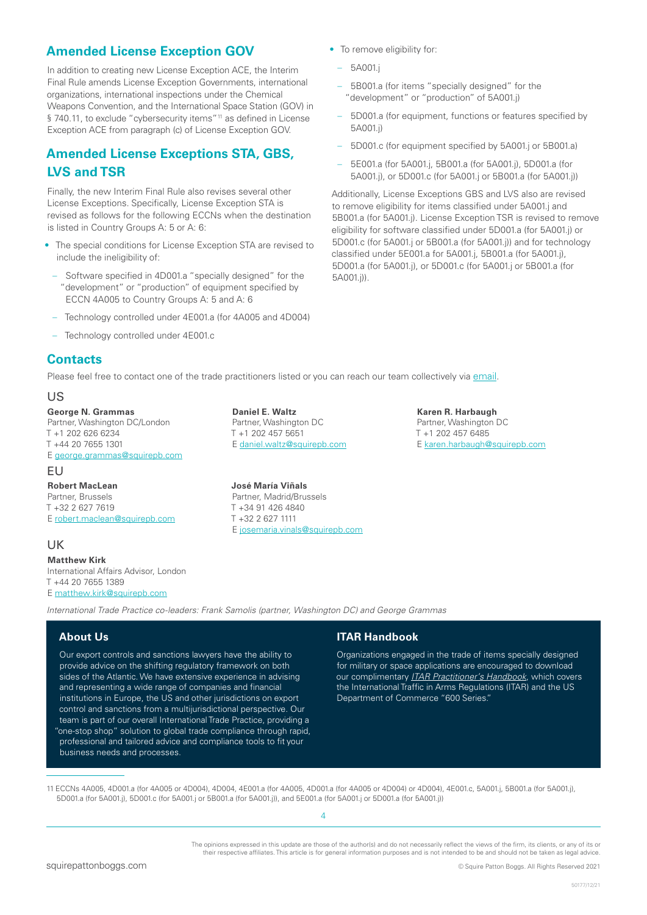## Amended License Exception GOV

In addition to creating new License Exception ACE, the Interim Final Rule amends License Exception Governments, international organizations, international inspections under the Chemical Weapons Convention, and the International Space Station (GOV) in § 740.11, to exclude "cybersecurity items"[11] as defined in License Exception ACE from paragraph (c) of License Exception GOV.

## Amended License Exceptions STA, GBS, LVS and TSR

Finally, the new Interim Final Rule also revises several other License Exceptions. Specifically, License Exception STA is revised as follows for the following ECCNs when the destination is listed in Country Groups A: 5 or A: 6:

- The special conditions for License Exception STA are revised to include the ineligibility of:
  - Software specified in 4D001.a "specially designed" for the "development" or "production" of equipment specified by ECCN 4A005 to Country Groups A: 5 and A: 6
  - Technology controlled under 4E001.a (for 4A005 and 4D004)
  - Technology controlled under 4E001.c
- To remove eligibility for:
  - 5A001.j
  - 5B001.a (for items "specially designed" for the "development" or "production" of 5A001.j)
  - 5D001.a (for equipment, functions or features specified by 5A001.j)
  - 5D001.c (for equipment specified by 5A001.j or 5B001.a)
  - 5E001.a (for 5A001.j, 5B001.a (for 5A001.j), 5D001.a (for 5A001.j), or 5D001.c (for 5A001.j or 5B001.a (for 5A001.j))

Additionally, License Exceptions GBS and LVS also are revised to remove eligibility for items classified under 5A001.j and 5B001.a (for 5A001.j). License Exception TSR is revised to remove eligibility for software classified under 5D001.a (for 5A001.j) or 5D001.c (for 5A001.j or 5B001.a (for 5A001.j)) and for technology classified under 5E001.a for 5A001.j, 5B001.a (for 5A001.j), 5D001.a (for 5A001.j), or 5D001.c (for 5A001.j or 5B001.a (for 5A001.j)).

## Contacts

Please feel free to contact one of the trade practitioners listed or you can reach our team collectively via email.

### US

**George N. Grammas**
Partner, Washington DC/London
T +1 202 626 6234
T +44 20 7655 1301
E george.grammas@squirepb.com

**Daniel E. Waltz**
Partner, Washington DC
T +1 202 457 5651
E daniel.waltz@squirepb.com

**Karen R. Harbaugh**
Partner, Washington DC
T +1 202 457 6485
E karen.harbaugh@squirepb.com

### EU

**Robert MacLean**
Partner, Brussels
T +32 2 627 7619
E robert.maclean@squirepb.com

**José María Viñals**
Partner, Madrid/Brussels
T +34 91 426 4840
T +32 2 627 1111
E josemaria.vinals@squirepb.com

### UK

**Matthew Kirk**
International Affairs Advisor, London
T +44 20 7655 1389
E matthew.kirk@squirepb.com

*International Trade Practice co-leaders: Frank Samolis (partner, Washington DC) and George Grammas*

### About Us

Our export controls and sanctions lawyers have the ability to provide advice on the shifting regulatory framework on both sides of the Atlantic. We have extensive experience in advising and representing a wide range of companies and financial institutions in Europe, the US and other jurisdictions on export control and sanctions from a multijurisdictional perspective. Our team is part of our overall International Trade Practice, providing a "one-stop shop" solution to global trade compliance through rapid, professional and tailored advice and compliance tools to fit your business needs and processes.

### ITAR Handbook

Organizations engaged in the trade of items specially designed for military or space applications are encouraged to download our complimentary *ITAR Practitioner's Handbook*, which covers the International Traffic in Arms Regulations (ITAR) and the US Department of Commerce "600 Series."

---

[11] ECCNs 4A005, 4D001.a (for 4A005 or 4D004), 4D004, 4E001.a (for 4A005, 4D001.a (for 4A005 or 4D004) or 4D004), 4E001.c, 5A001.j, 5B001.a (for 5A001.j), 5D001.a (for 5A001.j), 5D001.c (for 5A001.j or 5B001.a (for 5A001.j)), and 5E001.a (for 5A001.j or 5D001.a (for 5A001.j))

The opinions expressed in this update are those of the author(s) and do not necessarily reflect the views of the firm, its clients, or any of its or their respective affiliates. This article is for general information purposes and is not intended to be and should not be taken as legal advice.

squirepattonboggs.com

© Squire Patton Boggs. All Rights Reserved 2021

50177/12/21